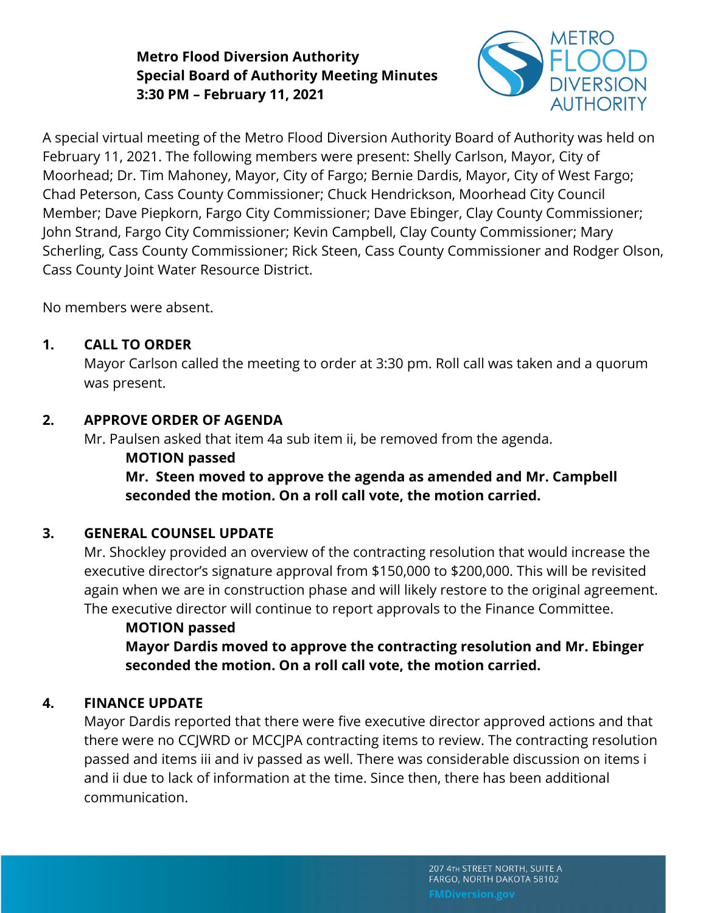**Metro Flood Diversion Authority**
**Special Board of Authority Meeting Minutes**
**3:30 PM – February 11, 2021**

A special virtual meeting of the Metro Flood Diversion Authority Board of Authority was held on February 11, 2021. The following members were present: Shelly Carlson, Mayor, City of Moorhead; Dr. Tim Mahoney, Mayor, City of Fargo; Bernie Dardis, Mayor, City of West Fargo; Chad Peterson, Cass County Commissioner; Chuck Hendrickson, Moorhead City Council Member; Dave Piepkorn, Fargo City Commissioner; Dave Ebinger, Clay County Commissioner; John Strand, Fargo City Commissioner; Kevin Campbell, Clay County Commissioner; Mary Scherling, Cass County Commissioner; Rick Steen, Cass County Commissioner and Rodger Olson, Cass County Joint Water Resource District.

No members were absent.

## 1. CALL TO ORDER

Mayor Carlson called the meeting to order at 3:30 pm. Roll call was taken and a quorum was present.

## 2. APPROVE ORDER OF AGENDA

Mr. Paulsen asked that item 4a sub item ii, be removed from the agenda.

**MOTION passed**
**Mr. Steen moved to approve the agenda as amended and Mr. Campbell seconded the motion. On a roll call vote, the motion carried.**

## 3. GENERAL COUNSEL UPDATE

Mr. Shockley provided an overview of the contracting resolution that would increase the executive director's signature approval from $150,000 to $200,000. This will be revisited again when we are in construction phase and will likely restore to the original agreement. The executive director will continue to report approvals to the Finance Committee.

**MOTION passed**
**Mayor Dardis moved to approve the contracting resolution and Mr. Ebinger seconded the motion. On a roll call vote, the motion carried.**

## 4. FINANCE UPDATE

Mayor Dardis reported that there were five executive director approved actions and that there were no CCJWRD or MCCJPA contracting items to review. The contracting resolution passed and items iii and iv passed as well. There was considerable discussion on items i and ii due to lack of information at the time. Since then, there has been additional communication.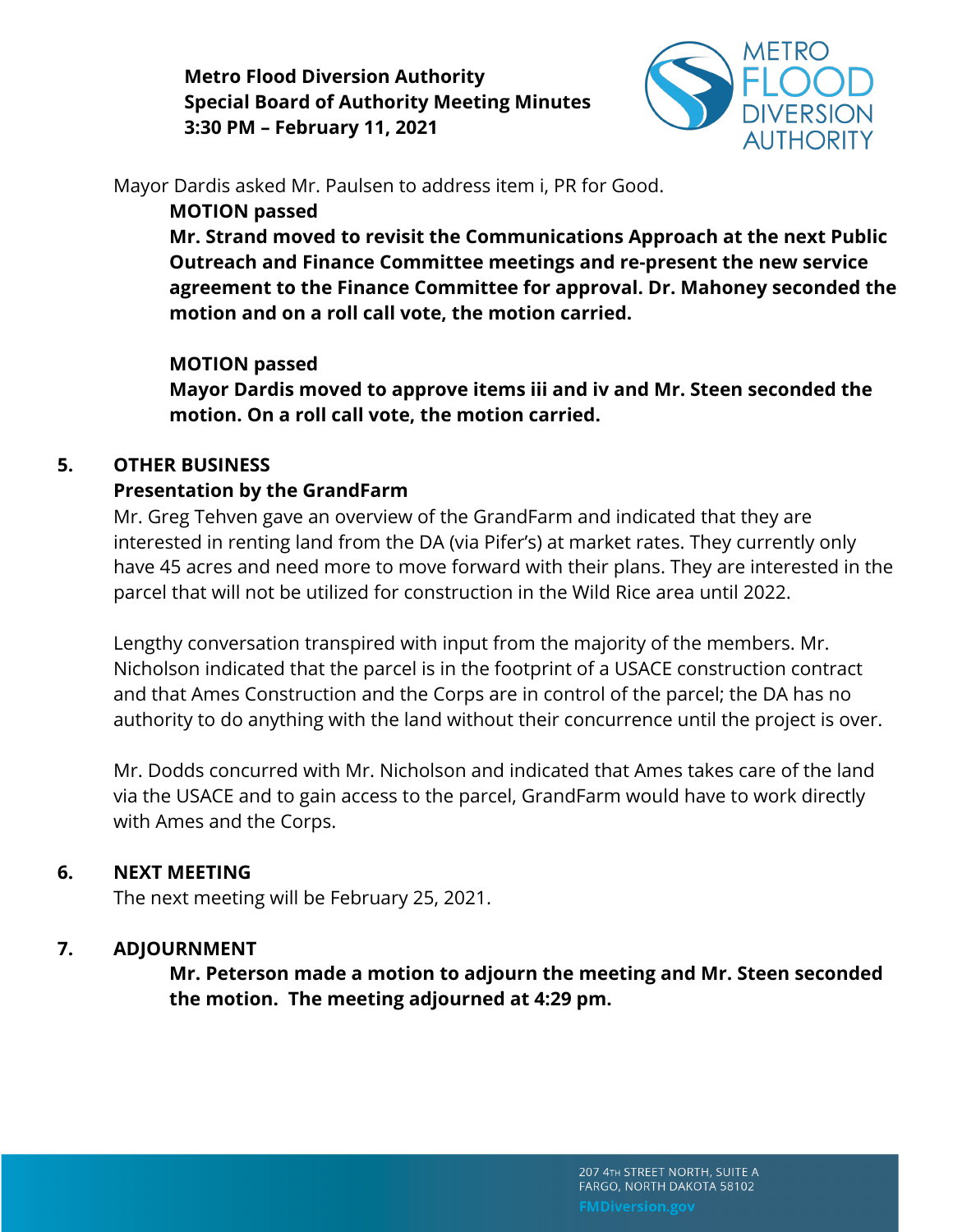Mayor Dardis asked Mr. Paulsen to address item i, PR for Good.

**MOTION passed**
**Mr. Strand moved to revisit the Communications Approach at the next Public Outreach and Finance Committee meetings and re-present the new service agreement to the Finance Committee for approval. Dr. Mahoney seconded the motion and on a roll call vote, the motion carried.**

**MOTION passed**
**Mayor Dardis moved to approve items iii and iv and Mr. Steen seconded the motion. On a roll call vote, the motion carried.**

## 5. OTHER BUSINESS

### Presentation by the GrandFarm

Mr. Greg Tehven gave an overview of the GrandFarm and indicated that they are interested in renting land from the DA (via Pifer's) at market rates. They currently only have 45 acres and need more to move forward with their plans. They are interested in the parcel that will not be utilized for construction in the Wild Rice area until 2022.

Lengthy conversation transpired with input from the majority of the members. Mr. Nicholson indicated that the parcel is in the footprint of a USACE construction contract and that Ames Construction and the Corps are in control of the parcel; the DA has no authority to do anything with the land without their concurrence until the project is over.

Mr. Dodds concurred with Mr. Nicholson and indicated that Ames takes care of the land via the USACE and to gain access to the parcel, GrandFarm would have to work directly with Ames and the Corps.

## 6. NEXT MEETING

The next meeting will be February 25, 2021.

## 7. ADJOURNMENT

**Mr. Peterson made a motion to adjourn the meeting and Mr. Steen seconded the motion. The meeting adjourned at 4:29 pm.**